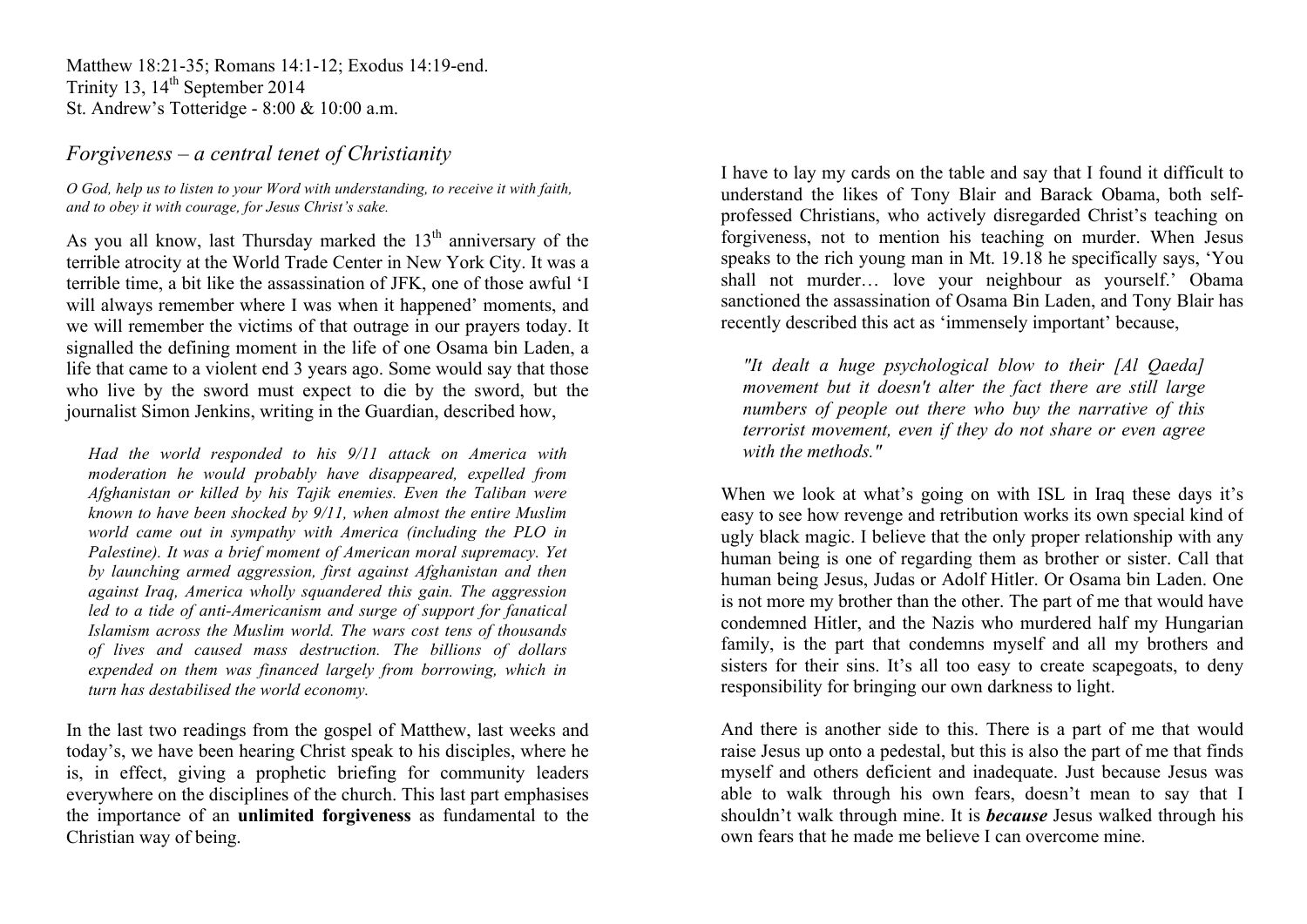Matthew 18:21-35; Romans 14:1-12; Exodus 14:19-end.
Trinity 13, 14th September 2014
St. Andrew's Totteridge - 8:00 & 10:00 a.m.

## *Forgiveness – a central tenet of Christianity*

*O God, help us to listen to your Word with understanding, to receive it with faith, and to obey it with courage, for Jesus Christ's sake.*

As you all know, last Thursday marked the 13th anniversary of the terrible atrocity at the World Trade Center in New York City. It was a terrible time, a bit like the assassination of JFK, one of those awful 'I will always remember where I was when it happened' moments, and we will remember the victims of that outrage in our prayers today. It signalled the defining moment in the life of one Osama bin Laden, a life that came to a violent end 3 years ago. Some would say that those who live by the sword must expect to die by the sword, but the journalist Simon Jenkins, writing in the Guardian, described how,

> *Had the world responded to his 9/11 attack on America with moderation he would probably have disappeared, expelled from Afghanistan or killed by his Tajik enemies. Even the Taliban were known to have been shocked by 9/11, when almost the entire Muslim world came out in sympathy with America (including the PLO in Palestine). It was a brief moment of American moral supremacy. Yet by launching armed aggression, first against Afghanistan and then against Iraq, America wholly squandered this gain. The aggression led to a tide of anti-Americanism and surge of support for fanatical Islamism across the Muslim world. The wars cost tens of thousands of lives and caused mass destruction. The billions of dollars expended on them was financed largely from borrowing, which in turn has destabilised the world economy.*

In the last two readings from the gospel of Matthew, last weeks and today's, we have been hearing Christ speak to his disciples, where he is, in effect, giving a prophetic briefing for community leaders everywhere on the disciplines of the church. This last part emphasises the importance of an **unlimited forgiveness** as fundamental to the Christian way of being.

I have to lay my cards on the table and say that I found it difficult to understand the likes of Tony Blair and Barack Obama, both self-professed Christians, who actively disregarded Christ's teaching on forgiveness, not to mention his teaching on murder. When Jesus speaks to the rich young man in Mt. 19.18 he specifically says, 'You shall not murder… love your neighbour as yourself.' Obama sanctioned the assassination of Osama Bin Laden, and Tony Blair has recently described this act as 'immensely important' because,

> *"It dealt a huge psychological blow to their [Al Qaeda] movement but it doesn't alter the fact there are still large numbers of people out there who buy the narrative of this terrorist movement, even if they do not share or even agree with the methods."*

When we look at what's going on with ISL in Iraq these days it's easy to see how revenge and retribution works its own special kind of ugly black magic. I believe that the only proper relationship with any human being is one of regarding them as brother or sister. Call that human being Jesus, Judas or Adolf Hitler. Or Osama bin Laden. One is not more my brother than the other. The part of me that would have condemned Hitler, and the Nazis who murdered half my Hungarian family, is the part that condemns myself and all my brothers and sisters for their sins. It's all too easy to create scapegoats, to deny responsibility for bringing our own darkness to light.

And there is another side to this. There is a part of me that would raise Jesus up onto a pedestal, but this is also the part of me that finds myself and others deficient and inadequate. Just because Jesus was able to walk through his own fears, doesn't mean to say that I shouldn't walk through mine. It is ***because*** Jesus walked through his own fears that he made me believe I can overcome mine.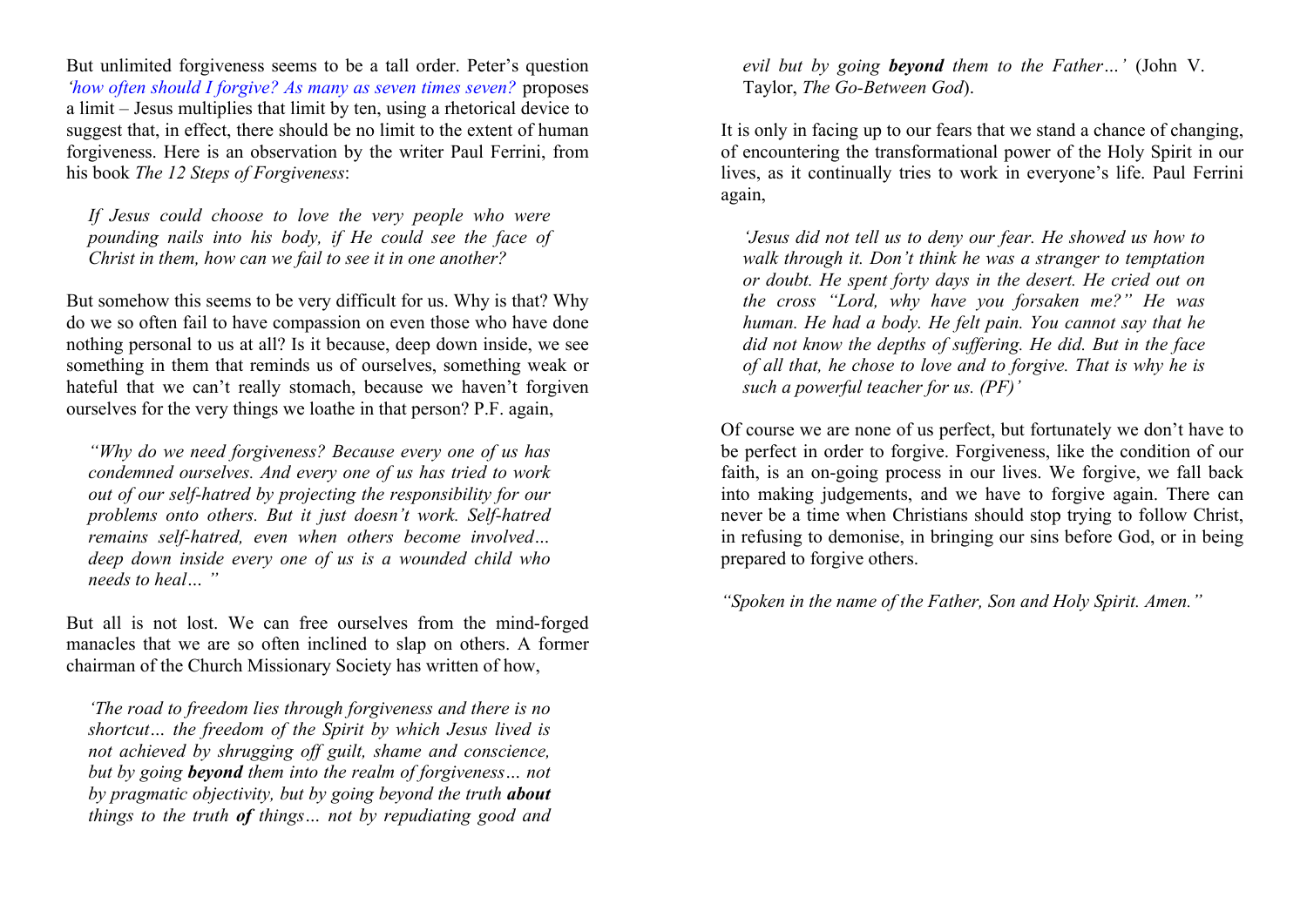But unlimited forgiveness seems to be a tall order. Peter's question *'how often should I forgive? As many as seven times seven?* proposes a limit – Jesus multiplies that limit by ten, using a rhetorical device to suggest that, in effect, there should be no limit to the extent of human forgiveness. Here is an observation by the writer Paul Ferrini, from his book *The 12 Steps of Forgiveness*:

> *If Jesus could choose to love the very people who were pounding nails into his body, if He could see the face of Christ in them, how can we fail to see it in one another?*

But somehow this seems to be very difficult for us. Why is that? Why do we so often fail to have compassion on even those who have done nothing personal to us at all? Is it because, deep down inside, we see something in them that reminds us of ourselves, something weak or hateful that we can't really stomach, because we haven't forgiven ourselves for the very things we loathe in that person? P.F. again,

> *"Why do we need forgiveness? Because every one of us has condemned ourselves. And every one of us has tried to work out of our self-hatred by projecting the responsibility for our problems onto others. But it just doesn't work. Self-hatred remains self-hatred, even when others become involved… deep down inside every one of us is a wounded child who needs to heal… "*

But all is not lost. We can free ourselves from the mind-forged manacles that we are so often inclined to slap on others. A former chairman of the Church Missionary Society has written of how,

> *'The road to freedom lies through forgiveness and there is no shortcut… the freedom of the Spirit by which Jesus lived is not achieved by shrugging off guilt, shame and conscience, but by going **beyond** them into the realm of forgiveness… not by pragmatic objectivity, but by going beyond the truth **about** things to the truth **of** things… not by repudiating good and evil but by going **beyond** them to the Father…'* (John V. Taylor, *The Go-Between God*).

It is only in facing up to our fears that we stand a chance of changing, of encountering the transformational power of the Holy Spirit in our lives, as it continually tries to work in everyone's life. Paul Ferrini again,

> *'Jesus did not tell us to deny our fear. He showed us how to walk through it. Don't think he was a stranger to temptation or doubt. He spent forty days in the desert. He cried out on the cross "Lord, why have you forsaken me?" He was human. He had a body. He felt pain. You cannot say that he did not know the depths of suffering. He did. But in the face of all that, he chose to love and to forgive. That is why he is such a powerful teacher for us. (PF)'*

Of course we are none of us perfect, but fortunately we don't have to be perfect in order to forgive. Forgiveness, like the condition of our faith, is an on-going process in our lives. We forgive, we fall back into making judgements, and we have to forgive again. There can never be a time when Christians should stop trying to follow Christ, in refusing to demonise, in bringing our sins before God, or in being prepared to forgive others.

*"Spoken in the name of the Father, Son and Holy Spirit. Amen."*